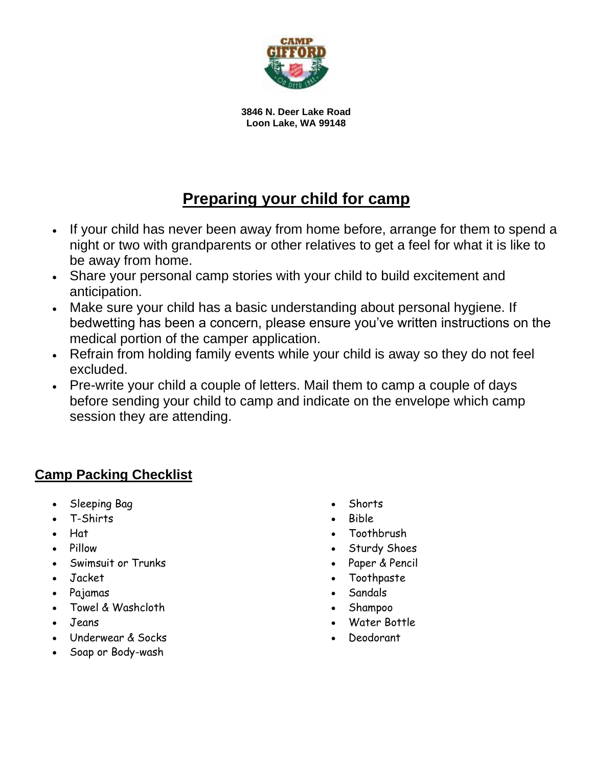**3846 N. Deer Lake Road**
**Loon Lake, WA 99148**

# Preparing your child for camp

- If your child has never been away from home before, arrange for them to spend a night or two with grandparents or other relatives to get a feel for what it is like to be away from home.
- Share your personal camp stories with your child to build excitement and anticipation.
- Make sure your child has a basic understanding about personal hygiene. If bedwetting has been a concern, please ensure you've written instructions on the medical portion of the camper application.
- Refrain from holding family events while your child is away so they do not feel excluded.
- Pre-write your child a couple of letters. Mail them to camp a couple of days before sending your child to camp and indicate on the envelope which camp session they are attending.

## Camp Packing Checklist

- Sleeping Bag
- T-Shirts
- Hat
- Pillow
- Swimsuit or Trunks
- Jacket
- Pajamas
- Towel & Washcloth
- Jeans
- Underwear & Socks
- Soap or Body-wash
- Shorts
- Bible
- Toothbrush
- Sturdy Shoes
- Paper & Pencil
- Toothpaste
- Sandals
- Shampoo
- Water Bottle
- Deodorant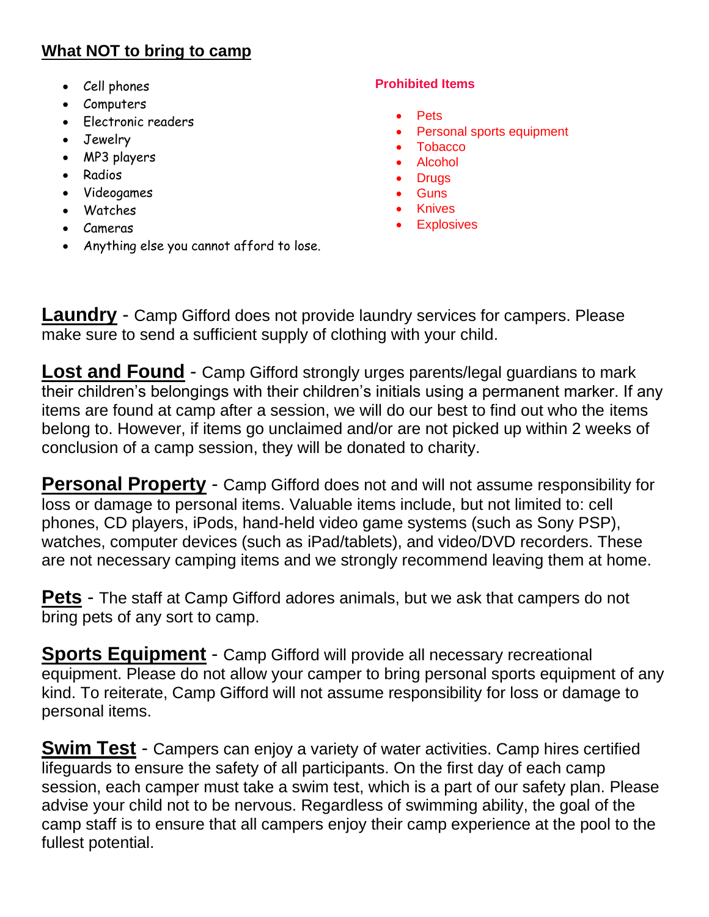## What NOT to bring to camp

- Cell phones
- Computers
- Electronic readers
- Jewelry
- MP3 players
- Radios
- Videogames
- Watches
- Cameras
- Anything else you cannot afford to lose.

**Prohibited Items**

- Pets
- Personal sports equipment
- Tobacco
- Alcohol
- Drugs
- Guns
- Knives
- Explosives

**Laundry** - Camp Gifford does not provide laundry services for campers. Please make sure to send a sufficient supply of clothing with your child.

**Lost and Found** - Camp Gifford strongly urges parents/legal guardians to mark their children's belongings with their children's initials using a permanent marker. If any items are found at camp after a session, we will do our best to find out who the items belong to. However, if items go unclaimed and/or are not picked up within 2 weeks of conclusion of a camp session, they will be donated to charity.

**Personal Property** - Camp Gifford does not and will not assume responsibility for loss or damage to personal items. Valuable items include, but not limited to: cell phones, CD players, iPods, hand-held video game systems (such as Sony PSP), watches, computer devices (such as iPad/tablets), and video/DVD recorders. These are not necessary camping items and we strongly recommend leaving them at home.

**Pets** - The staff at Camp Gifford adores animals, but we ask that campers do not bring pets of any sort to camp.

**Sports Equipment** - Camp Gifford will provide all necessary recreational equipment. Please do not allow your camper to bring personal sports equipment of any kind. To reiterate, Camp Gifford will not assume responsibility for loss or damage to personal items.

**Swim Test** - Campers can enjoy a variety of water activities. Camp hires certified lifeguards to ensure the safety of all participants. On the first day of each camp session, each camper must take a swim test, which is a part of our safety plan. Please advise your child not to be nervous. Regardless of swimming ability, the goal of the camp staff is to ensure that all campers enjoy their camp experience at the pool to the fullest potential.